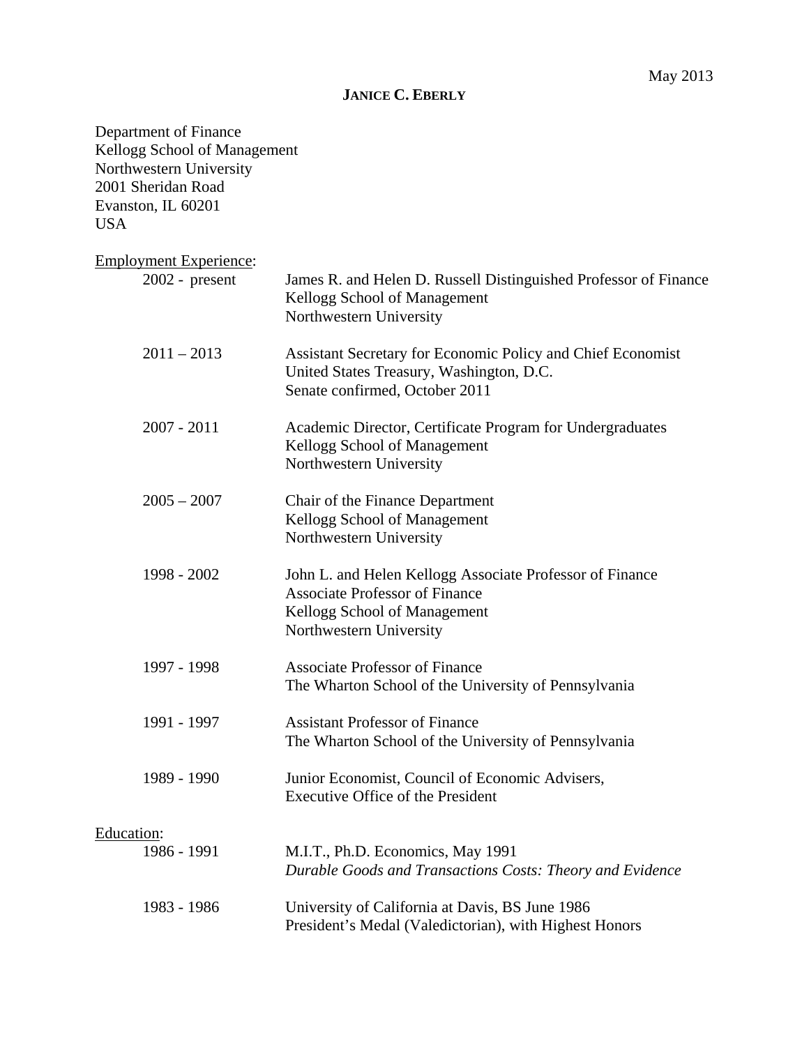May 2013

**JANICE C. EBERLY**

Department of Finance
Kellogg School of Management
Northwestern University
2001 Sheridan Road
Evanston, IL 60201
USA

## Employment Experience:

| | |
|---|---|
| 2002 - present | James R. and Helen D. Russell Distinguished Professor of Finance<br>Kellogg School of Management<br>Northwestern University |
| 2011 – 2013 | Assistant Secretary for Economic Policy and Chief Economist<br>United States Treasury, Washington, D.C.<br>Senate confirmed, October 2011 |
| 2007 - 2011 | Academic Director, Certificate Program for Undergraduates<br>Kellogg School of Management<br>Northwestern University |
| 2005 – 2007 | Chair of the Finance Department<br>Kellogg School of Management<br>Northwestern University |
| 1998 - 2002 | John L. and Helen Kellogg Associate Professor of Finance<br>Associate Professor of Finance<br>Kellogg School of Management<br>Northwestern University |
| 1997 - 1998 | Associate Professor of Finance<br>The Wharton School of the University of Pennsylvania |
| 1991 - 1997 | Assistant Professor of Finance<br>The Wharton School of the University of Pennsylvania |
| 1989 - 1990 | Junior Economist, Council of Economic Advisers,<br>Executive Office of the President |

## Education:

| | |
|---|---|
| 1986 - 1991 | M.I.T., Ph.D. Economics, May 1991<br>*Durable Goods and Transactions Costs: Theory and Evidence* |
| 1983 - 1986 | University of California at Davis, BS June 1986<br>President's Medal (Valedictorian), with Highest Honors |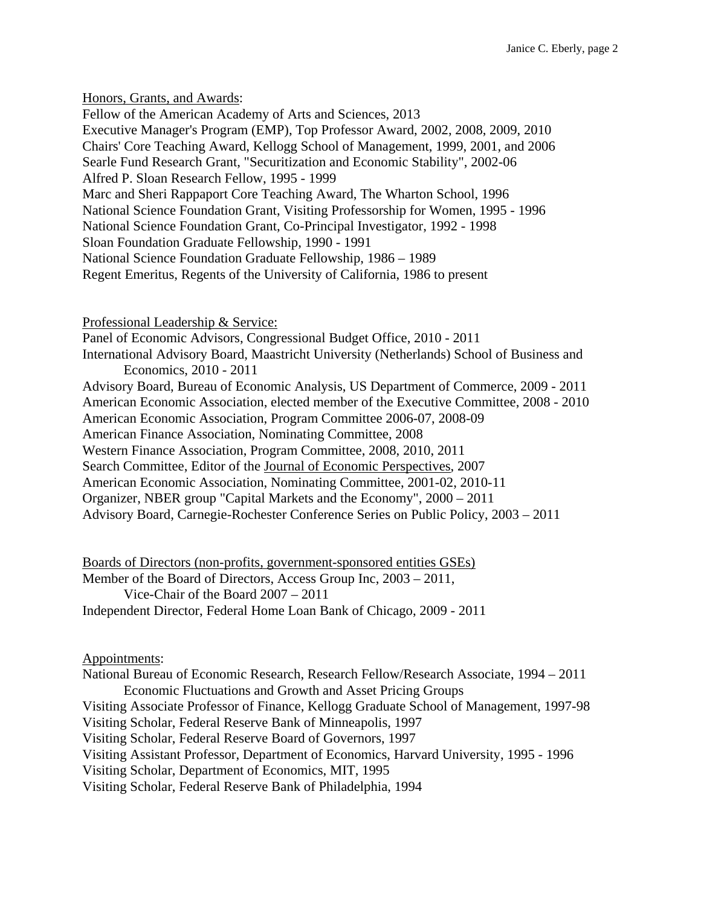Honors, Grants, and Awards:

Fellow of the American Academy of Arts and Sciences, 2013
Executive Manager's Program (EMP), Top Professor Award, 2002, 2008, 2009, 2010
Chairs' Core Teaching Award, Kellogg School of Management, 1999, 2001, and 2006
Searle Fund Research Grant, "Securitization and Economic Stability", 2002-06
Alfred P. Sloan Research Fellow, 1995 - 1999
Marc and Sheri Rappaport Core Teaching Award, The Wharton School, 1996
National Science Foundation Grant, Visiting Professorship for Women, 1995 - 1996
National Science Foundation Grant, Co-Principal Investigator, 1992 - 1998
Sloan Foundation Graduate Fellowship, 1990 - 1991
National Science Foundation Graduate Fellowship, 1986 – 1989
Regent Emeritus, Regents of the University of California, 1986 to present

Professional Leadership & Service:

Panel of Economic Advisors, Congressional Budget Office, 2010 - 2011
International Advisory Board, Maastricht University (Netherlands) School of Business and Economics, 2010 - 2011
Advisory Board, Bureau of Economic Analysis, US Department of Commerce, 2009 - 2011
American Economic Association, elected member of the Executive Committee, 2008 - 2010
American Economic Association, Program Committee 2006-07, 2008-09
American Finance Association, Nominating Committee, 2008
Western Finance Association, Program Committee, 2008, 2010, 2011
Search Committee, Editor of the Journal of Economic Perspectives, 2007
American Economic Association, Nominating Committee, 2001-02, 2010-11
Organizer, NBER group "Capital Markets and the Economy", 2000 – 2011
Advisory Board, Carnegie-Rochester Conference Series on Public Policy, 2003 – 2011

Boards of Directors (non-profits, government-sponsored entities GSEs)

Member of the Board of Directors, Access Group Inc, 2003 – 2011,
Vice-Chair of the Board 2007 – 2011
Independent Director, Federal Home Loan Bank of Chicago, 2009 - 2011

Appointments:

National Bureau of Economic Research, Research Fellow/Research Associate, 1994 – 2011
Economic Fluctuations and Growth and Asset Pricing Groups
Visiting Associate Professor of Finance, Kellogg Graduate School of Management, 1997-98
Visiting Scholar, Federal Reserve Bank of Minneapolis, 1997
Visiting Scholar, Federal Reserve Board of Governors, 1997
Visiting Assistant Professor, Department of Economics, Harvard University, 1995 - 1996
Visiting Scholar, Department of Economics, MIT, 1995
Visiting Scholar, Federal Reserve Bank of Philadelphia, 1994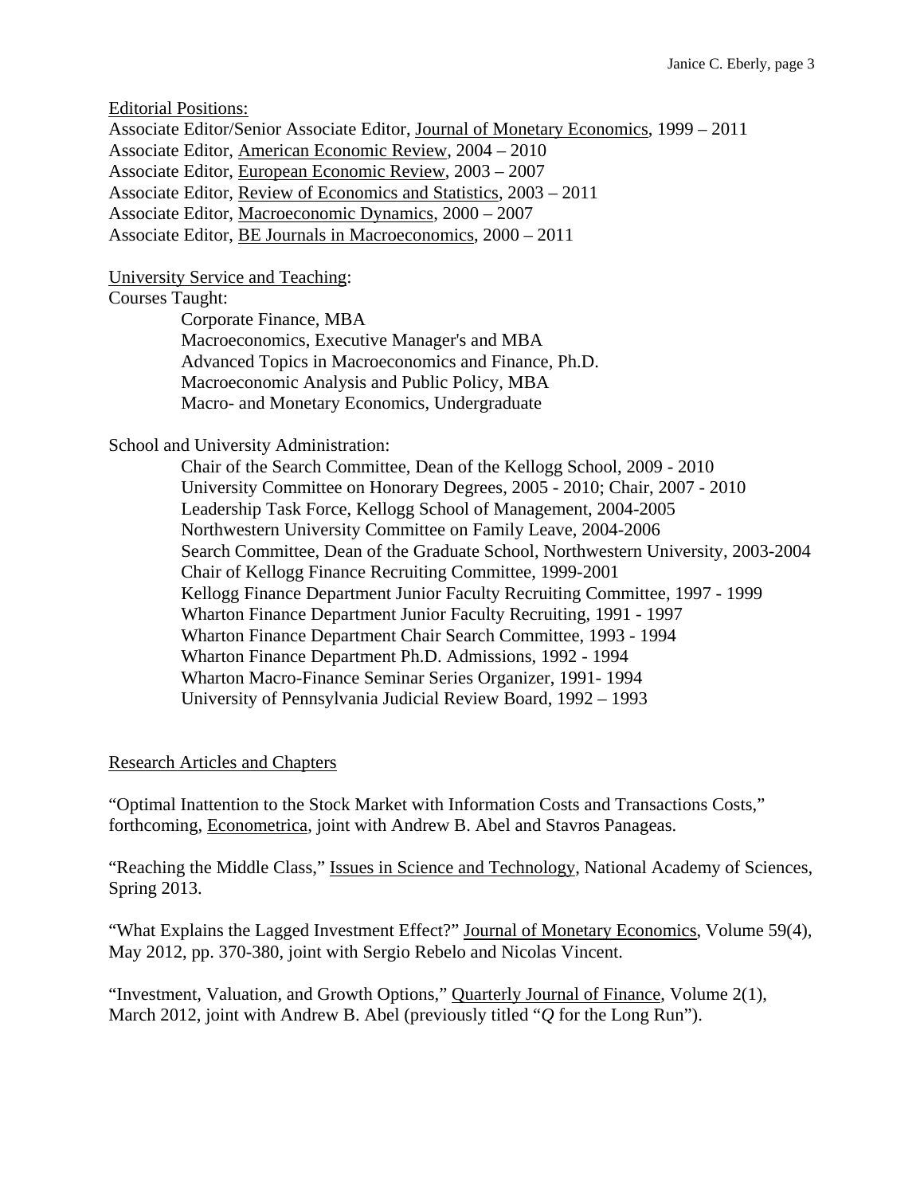Editorial Positions:

Associate Editor/Senior Associate Editor, Journal of Monetary Economics, 1999 – 2011
Associate Editor, American Economic Review, 2004 – 2010
Associate Editor, European Economic Review, 2003 – 2007
Associate Editor, Review of Economics and Statistics, 2003 – 2011
Associate Editor, Macroeconomic Dynamics, 2000 – 2007
Associate Editor, BE Journals in Macroeconomics, 2000 – 2011

University Service and Teaching:

Courses Taught:

- Corporate Finance, MBA
- Macroeconomics, Executive Manager's and MBA
- Advanced Topics in Macroeconomics and Finance, Ph.D.
- Macroeconomic Analysis and Public Policy, MBA
- Macro- and Monetary Economics, Undergraduate

School and University Administration:

- Chair of the Search Committee, Dean of the Kellogg School, 2009 - 2010
- University Committee on Honorary Degrees, 2005 - 2010; Chair, 2007 - 2010
- Leadership Task Force, Kellogg School of Management, 2004-2005
- Northwestern University Committee on Family Leave, 2004-2006
- Search Committee, Dean of the Graduate School, Northwestern University, 2003-2004
- Chair of Kellogg Finance Recruiting Committee, 1999-2001
- Kellogg Finance Department Junior Faculty Recruiting Committee, 1997 - 1999
- Wharton Finance Department Junior Faculty Recruiting, 1991 - 1997
- Wharton Finance Department Chair Search Committee, 1993 - 1994
- Wharton Finance Department Ph.D. Admissions, 1992 - 1994
- Wharton Macro-Finance Seminar Series Organizer, 1991- 1994
- University of Pennsylvania Judicial Review Board, 1992 – 1993

## Research Articles and Chapters

"Optimal Inattention to the Stock Market with Information Costs and Transactions Costs," forthcoming, Econometrica, joint with Andrew B. Abel and Stavros Panageas.

"Reaching the Middle Class," Issues in Science and Technology, National Academy of Sciences, Spring 2013.

"What Explains the Lagged Investment Effect?" Journal of Monetary Economics, Volume 59(4), May 2012, pp. 370-380, joint with Sergio Rebelo and Nicolas Vincent.

"Investment, Valuation, and Growth Options," Quarterly Journal of Finance, Volume 2(1), March 2012, joint with Andrew B. Abel (previously titled "*Q* for the Long Run").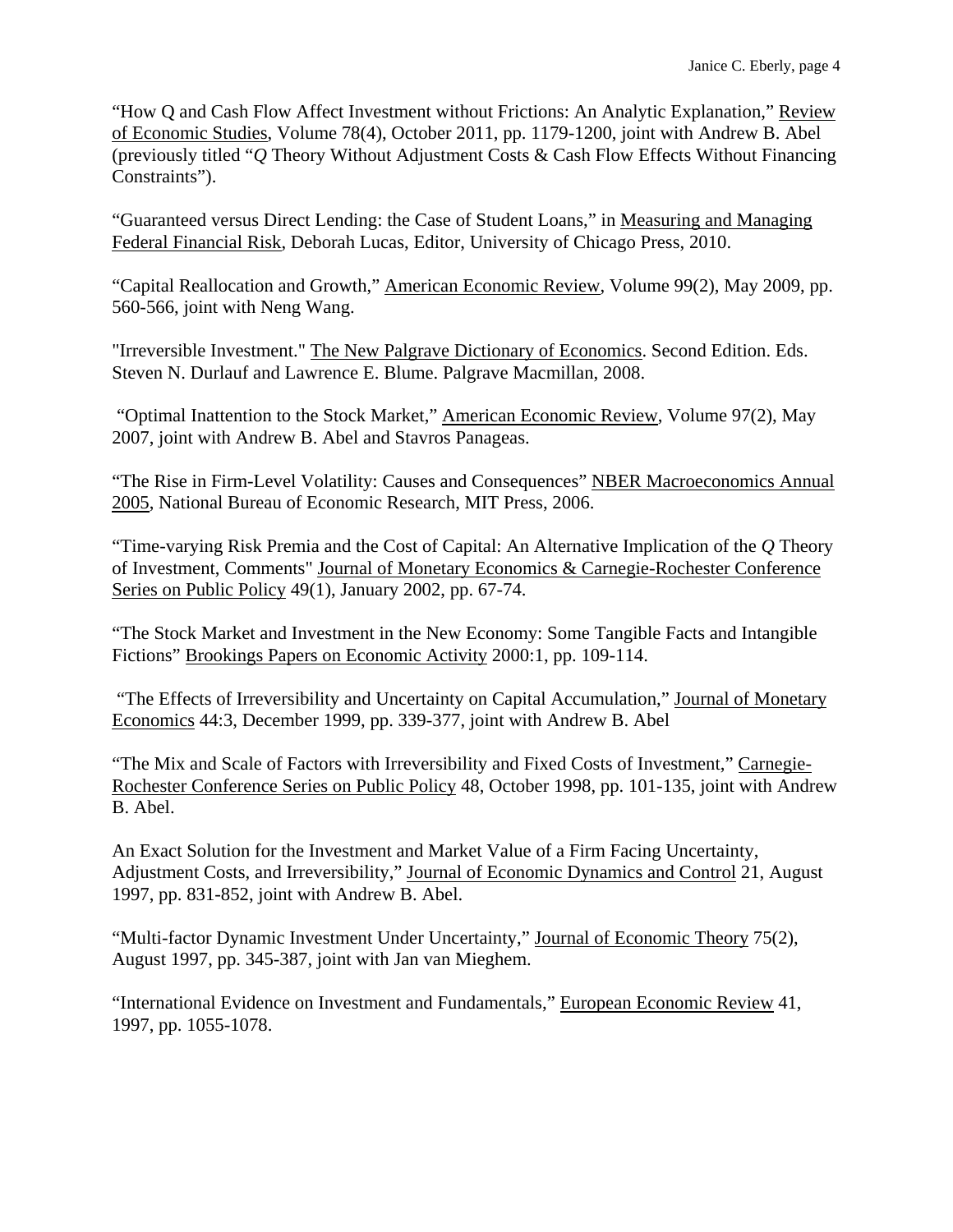"How Q and Cash Flow Affect Investment without Frictions: An Analytic Explanation," Review of Economic Studies, Volume 78(4), October 2011, pp. 1179-1200, joint with Andrew B. Abel (previously titled "*Q* Theory Without Adjustment Costs & Cash Flow Effects Without Financing Constraints").

"Guaranteed versus Direct Lending: the Case of Student Loans," in Measuring and Managing Federal Financial Risk, Deborah Lucas, Editor, University of Chicago Press, 2010.

"Capital Reallocation and Growth," American Economic Review, Volume 99(2), May 2009, pp. 560-566, joint with Neng Wang.

"Irreversible Investment." The New Palgrave Dictionary of Economics. Second Edition. Eds. Steven N. Durlauf and Lawrence E. Blume. Palgrave Macmillan, 2008.

"Optimal Inattention to the Stock Market," American Economic Review, Volume 97(2), May 2007, joint with Andrew B. Abel and Stavros Panageas.

"The Rise in Firm-Level Volatility: Causes and Consequences" NBER Macroeconomics Annual 2005, National Bureau of Economic Research, MIT Press, 2006.

"Time-varying Risk Premia and the Cost of Capital: An Alternative Implication of the *Q* Theory of Investment, Comments" Journal of Monetary Economics & Carnegie-Rochester Conference Series on Public Policy 49(1), January 2002, pp. 67-74.

"The Stock Market and Investment in the New Economy: Some Tangible Facts and Intangible Fictions" Brookings Papers on Economic Activity 2000:1, pp. 109-114.

"The Effects of Irreversibility and Uncertainty on Capital Accumulation," Journal of Monetary Economics 44:3, December 1999, pp. 339-377, joint with Andrew B. Abel

"The Mix and Scale of Factors with Irreversibility and Fixed Costs of Investment," Carnegie-Rochester Conference Series on Public Policy 48, October 1998, pp. 101-135, joint with Andrew B. Abel.

An Exact Solution for the Investment and Market Value of a Firm Facing Uncertainty, Adjustment Costs, and Irreversibility," Journal of Economic Dynamics and Control 21, August 1997, pp. 831-852, joint with Andrew B. Abel.

"Multi-factor Dynamic Investment Under Uncertainty," Journal of Economic Theory 75(2), August 1997, pp. 345-387, joint with Jan van Mieghem.

"International Evidence on Investment and Fundamentals," European Economic Review 41, 1997, pp. 1055-1078.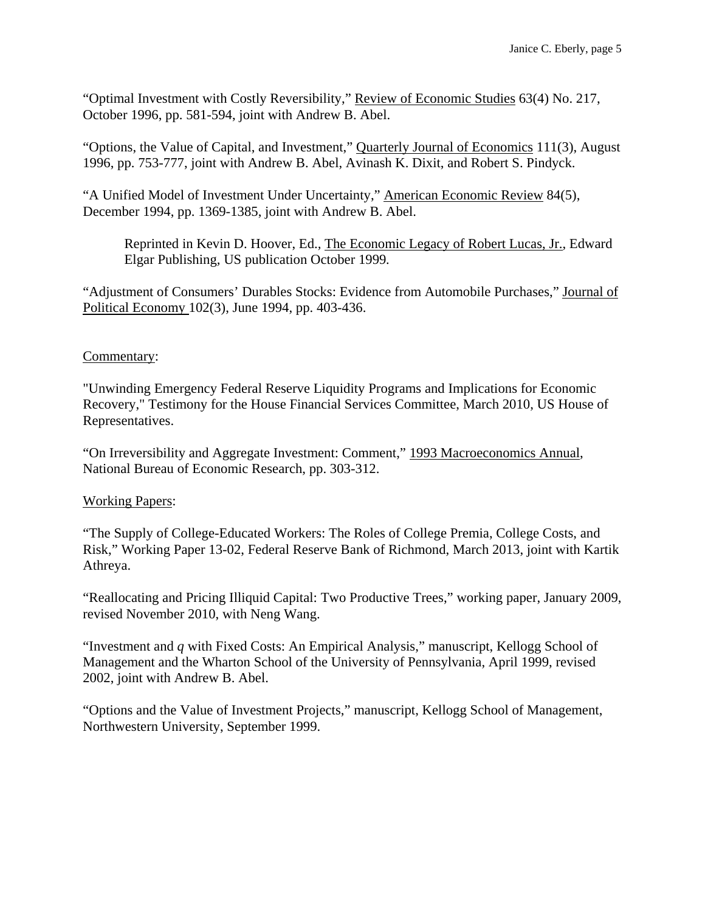"Optimal Investment with Costly Reversibility," Review of Economic Studies 63(4) No. 217, October 1996, pp. 581-594, joint with Andrew B. Abel.

"Options, the Value of Capital, and Investment," Quarterly Journal of Economics 111(3), August 1996, pp. 753-777, joint with Andrew B. Abel, Avinash K. Dixit, and Robert S. Pindyck.

"A Unified Model of Investment Under Uncertainty," American Economic Review 84(5), December 1994, pp. 1369-1385, joint with Andrew B. Abel.

> Reprinted in Kevin D. Hoover, Ed., The Economic Legacy of Robert Lucas, Jr., Edward Elgar Publishing, US publication October 1999.

"Adjustment of Consumers' Durables Stocks: Evidence from Automobile Purchases," Journal of Political Economy 102(3), June 1994, pp. 403-436.

Commentary:

"Unwinding Emergency Federal Reserve Liquidity Programs and Implications for Economic Recovery," Testimony for the House Financial Services Committee, March 2010, US House of Representatives.

"On Irreversibility and Aggregate Investment: Comment," 1993 Macroeconomics Annual, National Bureau of Economic Research, pp. 303-312.

Working Papers:

"The Supply of College-Educated Workers: The Roles of College Premia, College Costs, and Risk," Working Paper 13-02, Federal Reserve Bank of Richmond, March 2013, joint with Kartik Athreya.

"Reallocating and Pricing Illiquid Capital: Two Productive Trees," working paper, January 2009, revised November 2010, with Neng Wang.

"Investment and *q* with Fixed Costs: An Empirical Analysis," manuscript, Kellogg School of Management and the Wharton School of the University of Pennsylvania, April 1999, revised 2002, joint with Andrew B. Abel.

"Options and the Value of Investment Projects," manuscript, Kellogg School of Management, Northwestern University, September 1999.